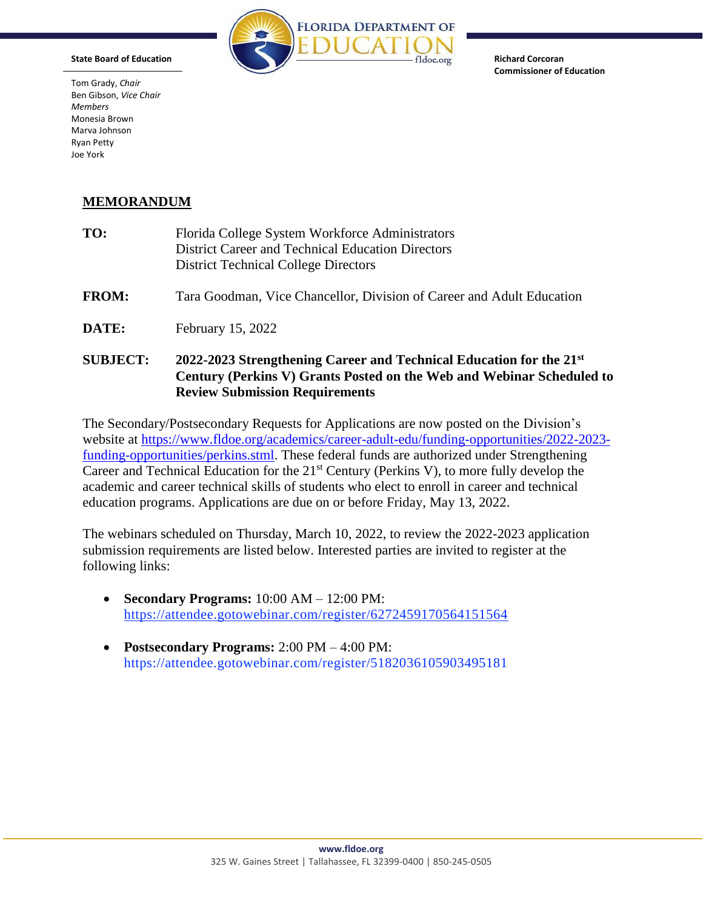**State Board of Education**

Tom Grady, *Chair*
Ben Gibson, *Vice Chair*
*Members*
Monesia Brown
Marva Johnson
Ryan Petty
Joe York

FLORIDA DEPARTMENT OF EDUCATION
fldoe.org

**Richard Corcoran**
**Commissioner of Education**

## MEMORANDUM

**TO:** Florida College System Workforce Administrators
District Career and Technical Education Directors
District Technical College Directors

**FROM:** Tara Goodman, Vice Chancellor, Division of Career and Adult Education

**DATE:** February 15, 2022

**SUBJECT:** **2022-2023 Strengthening Career and Technical Education for the 21st Century (Perkins V) Grants Posted on the Web and Webinar Scheduled to Review Submission Requirements**

The Secondary/Postsecondary Requests for Applications are now posted on the Division's website at https://www.fldoe.org/academics/career-adult-edu/funding-opportunities/2022-2023-funding-opportunities/perkins.stml. These federal funds are authorized under Strengthening Career and Technical Education for the 21st Century (Perkins V), to more fully develop the academic and career technical skills of students who elect to enroll in career and technical education programs. Applications are due on or before Friday, May 13, 2022.

The webinars scheduled on Thursday, March 10, 2022, to review the 2022-2023 application submission requirements are listed below. Interested parties are invited to register at the following links:

- **Secondary Programs:** 10:00 AM – 12:00 PM: https://attendee.gotowebinar.com/register/6272459170564151564
- **Postsecondary Programs:** 2:00 PM – 4:00 PM: https://attendee.gotowebinar.com/register/5182036105903495181

**www.fldoe.org**
325 W. Gaines Street | Tallahassee, FL 32399-0400 | 850-245-0505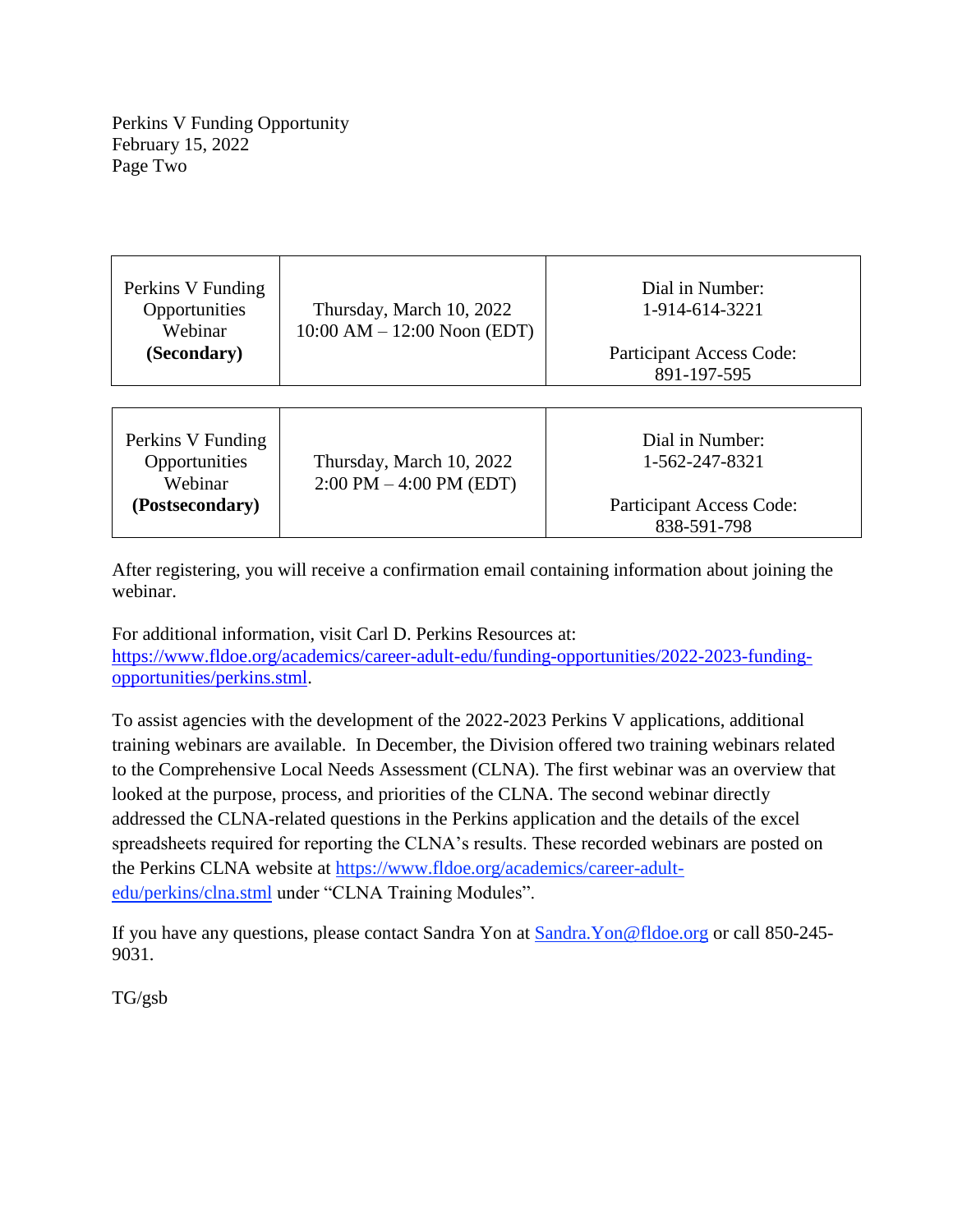| | | |
|---|---|---|
| Perkins V Funding Opportunities Webinar **(Secondary)** | Thursday, March 10, 2022 10:00 AM – 12:00 Noon (EDT) | Dial in Number: 1-914-614-3221<br><br>Participant Access Code: 891-197-595 |
| Perkins V Funding Opportunities Webinar **(Postsecondary)** | Thursday, March 10, 2022 2:00 PM – 4:00 PM (EDT) | Dial in Number: 1-562-247-8321<br><br>Participant Access Code: 838-591-798 |

After registering, you will receive a confirmation email containing information about joining the webinar.

For additional information, visit Carl D. Perkins Resources at: https://www.fldoe.org/academics/career-adult-edu/funding-opportunities/2022-2023-funding-opportunities/perkins.stml.

To assist agencies with the development of the 2022-2023 Perkins V applications, additional training webinars are available. In December, the Division offered two training webinars related to the Comprehensive Local Needs Assessment (CLNA). The first webinar was an overview that looked at the purpose, process, and priorities of the CLNA. The second webinar directly addressed the CLNA-related questions in the Perkins application and the details of the excel spreadsheets required for reporting the CLNA's results. These recorded webinars are posted on the Perkins CLNA website at https://www.fldoe.org/academics/career-adult-edu/perkins/clna.stml under "CLNA Training Modules".

If you have any questions, please contact Sandra Yon at Sandra.Yon@fldoe.org or call 850-245-9031.

TG/gsb